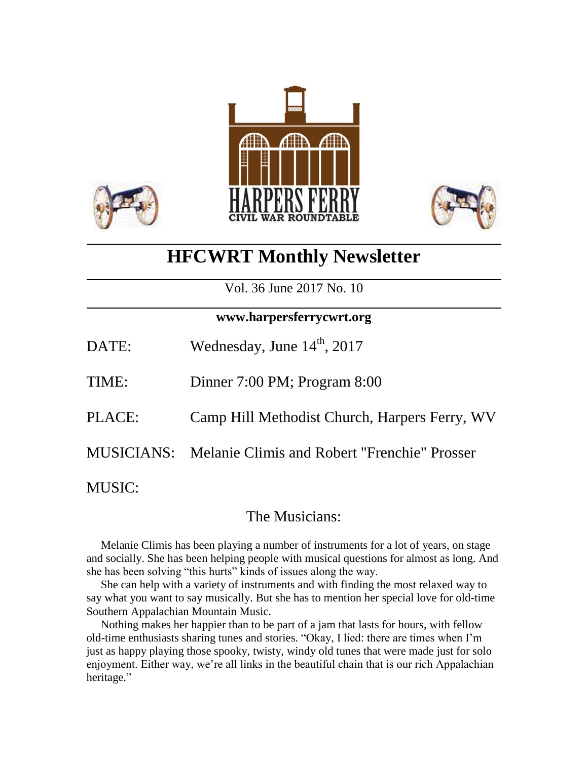HARPERS FERRY
CIVIL WAR ROUNDTABLE

# HFCWRT Monthly Newsletter

Vol. 36 June 2017 No. 10

**www.harpersferrycwrt.org**

DATE: Wednesday, June 14th, 2017

TIME: Dinner 7:00 PM; Program 8:00

PLACE: Camp Hill Methodist Church, Harpers Ferry, WV

MUSICIANS: Melanie Climis and Robert "Frenchie" Prosser

MUSIC:

## The Musicians:

Melanie Climis has been playing a number of instruments for a lot of years, on stage and socially. She has been helping people with musical questions for almost as long. And she has been solving "this hurts" kinds of issues along the way.

She can help with a variety of instruments and with finding the most relaxed way to say what you want to say musically. But she has to mention her special love for old-time Southern Appalachian Mountain Music.

Nothing makes her happier than to be part of a jam that lasts for hours, with fellow old-time enthusiasts sharing tunes and stories. "Okay, I lied: there are times when I'm just as happy playing those spooky, twisty, windy old tunes that were made just for solo enjoyment. Either way, we're all links in the beautiful chain that is our rich Appalachian heritage."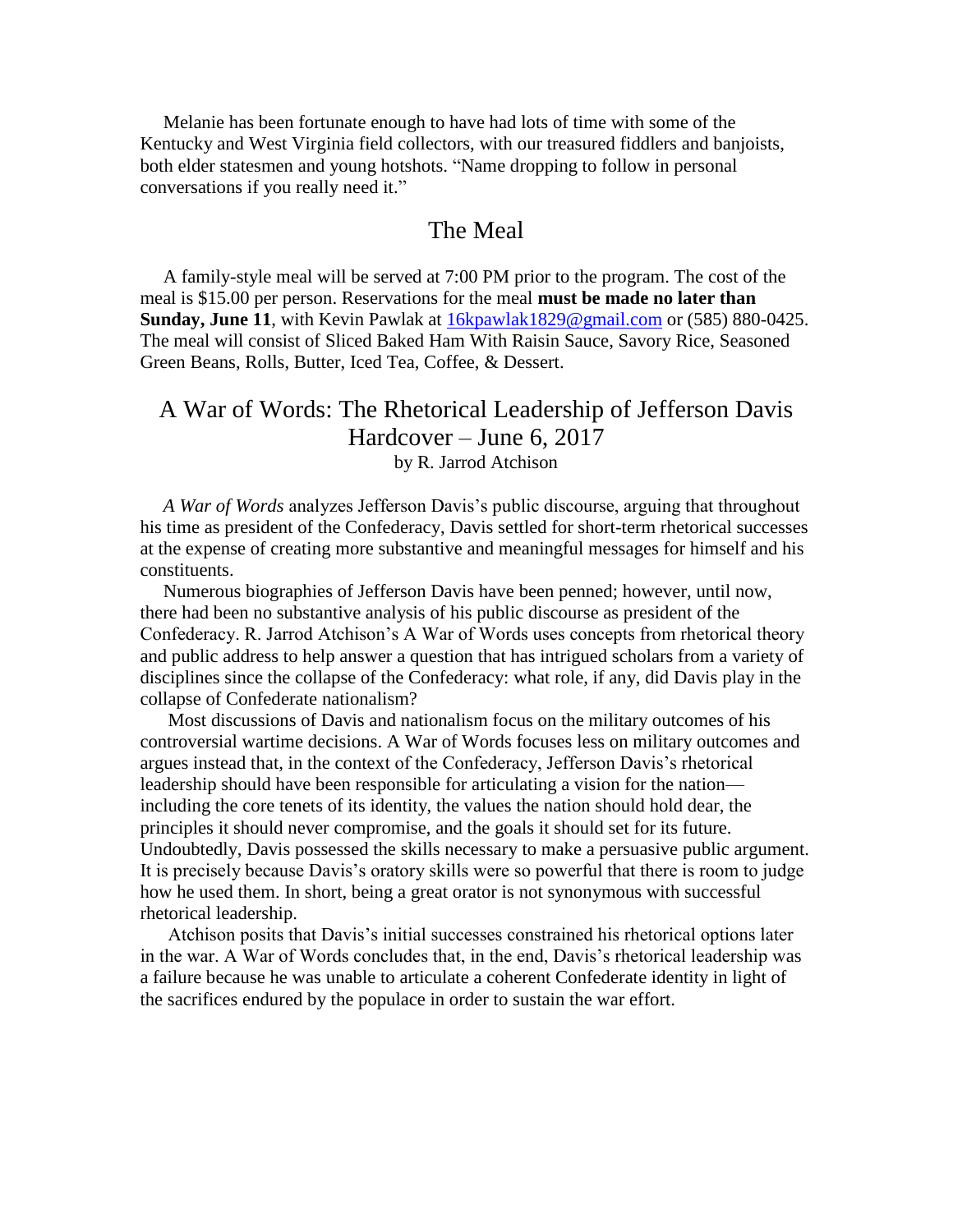Melanie has been fortunate enough to have had lots of time with some of the Kentucky and West Virginia field collectors, with our treasured fiddlers and banjoists, both elder statesmen and young hotshots. "Name dropping to follow in personal conversations if you really need it."

## The Meal

A family-style meal will be served at 7:00 PM prior to the program. The cost of the meal is $15.00 per person. Reservations for the meal **must be made no later than Sunday, June 11**, with Kevin Pawlak at 16kpawlak1829@gmail.com or (585) 880-0425. The meal will consist of Sliced Baked Ham With Raisin Sauce, Savory Rice, Seasoned Green Beans, Rolls, Butter, Iced Tea, Coffee, & Dessert.

## A War of Words: The Rhetorical Leadership of Jefferson Davis Hardcover – June 6, 2017

by R. Jarrod Atchison

*A War of Words* analyzes Jefferson Davis's public discourse, arguing that throughout his time as president of the Confederacy, Davis settled for short-term rhetorical successes at the expense of creating more substantive and meaningful messages for himself and his constituents.

Numerous biographies of Jefferson Davis have been penned; however, until now, there had been no substantive analysis of his public discourse as president of the Confederacy. R. Jarrod Atchison's A War of Words uses concepts from rhetorical theory and public address to help answer a question that has intrigued scholars from a variety of disciplines since the collapse of the Confederacy: what role, if any, did Davis play in the collapse of Confederate nationalism?

Most discussions of Davis and nationalism focus on the military outcomes of his controversial wartime decisions. A War of Words focuses less on military outcomes and argues instead that, in the context of the Confederacy, Jefferson Davis's rhetorical leadership should have been responsible for articulating a vision for the nation—including the core tenets of its identity, the values the nation should hold dear, the principles it should never compromise, and the goals it should set for its future. Undoubtedly, Davis possessed the skills necessary to make a persuasive public argument. It is precisely because Davis's oratory skills were so powerful that there is room to judge how he used them. In short, being a great orator is not synonymous with successful rhetorical leadership.

Atchison posits that Davis's initial successes constrained his rhetorical options later in the war. A War of Words concludes that, in the end, Davis's rhetorical leadership was a failure because he was unable to articulate a coherent Confederate identity in light of the sacrifices endured by the populace in order to sustain the war effort.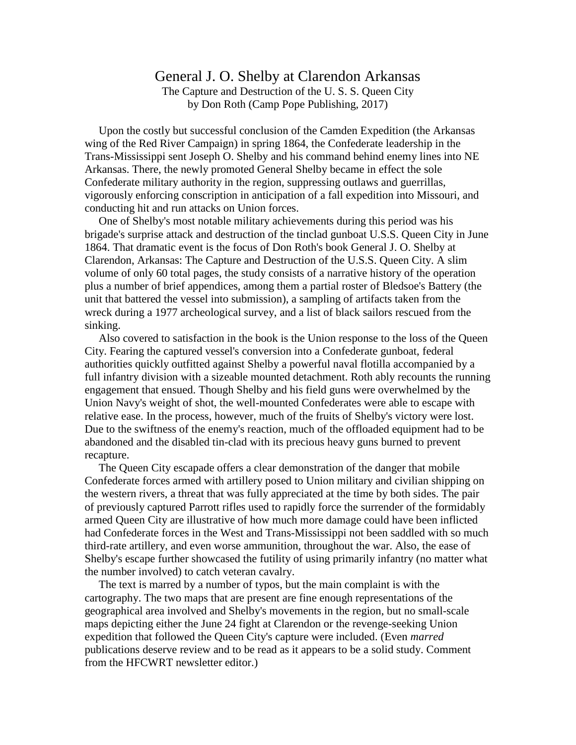# General J. O. Shelby at Clarendon Arkansas

The Capture and Destruction of the U. S. S. Queen City
by Don Roth (Camp Pope Publishing, 2017)

Upon the costly but successful conclusion of the Camden Expedition (the Arkansas wing of the Red River Campaign) in spring 1864, the Confederate leadership in the Trans-Mississippi sent Joseph O. Shelby and his command behind enemy lines into NE Arkansas. There, the newly promoted General Shelby became in effect the sole Confederate military authority in the region, suppressing outlaws and guerrillas, vigorously enforcing conscription in anticipation of a fall expedition into Missouri, and conducting hit and run attacks on Union forces.

One of Shelby's most notable military achievements during this period was his brigade's surprise attack and destruction of the tinclad gunboat U.S.S. Queen City in June 1864. That dramatic event is the focus of Don Roth's book General J. O. Shelby at Clarendon, Arkansas: The Capture and Destruction of the U.S.S. Queen City. A slim volume of only 60 total pages, the study consists of a narrative history of the operation plus a number of brief appendices, among them a partial roster of Bledsoe's Battery (the unit that battered the vessel into submission), a sampling of artifacts taken from the wreck during a 1977 archeological survey, and a list of black sailors rescued from the sinking.

Also covered to satisfaction in the book is the Union response to the loss of the Queen City. Fearing the captured vessel's conversion into a Confederate gunboat, federal authorities quickly outfitted against Shelby a powerful naval flotilla accompanied by a full infantry division with a sizeable mounted detachment. Roth ably recounts the running engagement that ensued. Though Shelby and his field guns were overwhelmed by the Union Navy's weight of shot, the well-mounted Confederates were able to escape with relative ease. In the process, however, much of the fruits of Shelby's victory were lost. Due to the swiftness of the enemy's reaction, much of the offloaded equipment had to be abandoned and the disabled tin-clad with its precious heavy guns burned to prevent recapture.

The Queen City escapade offers a clear demonstration of the danger that mobile Confederate forces armed with artillery posed to Union military and civilian shipping on the western rivers, a threat that was fully appreciated at the time by both sides. The pair of previously captured Parrott rifles used to rapidly force the surrender of the formidably armed Queen City are illustrative of how much more damage could have been inflicted had Confederate forces in the West and Trans-Mississippi not been saddled with so much third-rate artillery, and even worse ammunition, throughout the war. Also, the ease of Shelby's escape further showcased the futility of using primarily infantry (no matter what the number involved) to catch veteran cavalry.

The text is marred by a number of typos, but the main complaint is with the cartography. The two maps that are present are fine enough representations of the geographical area involved and Shelby's movements in the region, but no small-scale maps depicting either the June 24 fight at Clarendon or the revenge-seeking Union expedition that followed the Queen City's capture were included. (Even *marred* publications deserve review and to be read as it appears to be a solid study. Comment from the HFCWRT newsletter editor.)